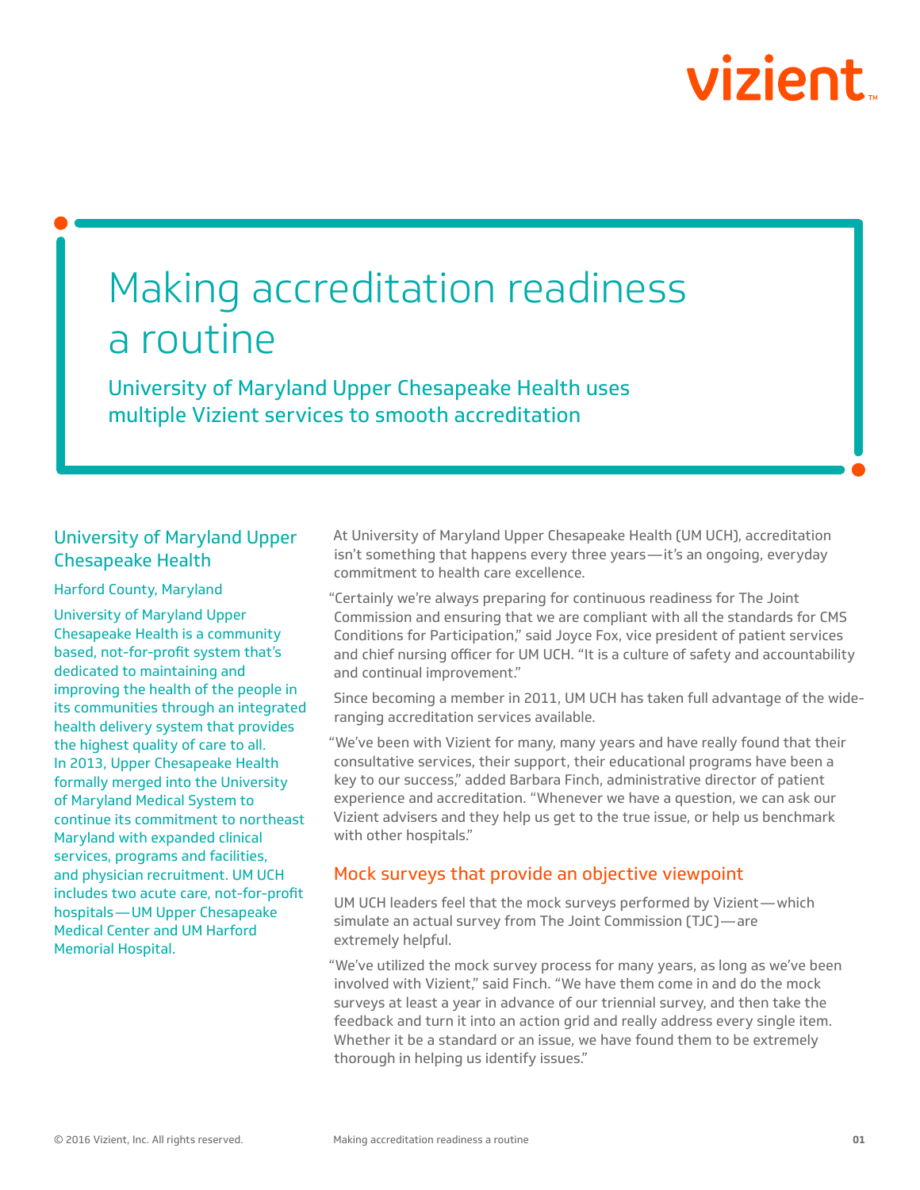# Making accreditation readiness a routine

## University of Maryland Upper Chesapeake Health uses multiple Vizient services to smooth accreditation

### University of Maryland Upper Chesapeake Health

Harford County, Maryland

University of Maryland Upper Chesapeake Health is a community based, not-for-profit system that's dedicated to maintaining and improving the health of the people in its communities through an integrated health delivery system that provides the highest quality of care to all. In 2013, Upper Chesapeake Health formally merged into the University of Maryland Medical System to continue its commitment to northeast Maryland with expanded clinical services, programs and facilities, and physician recruitment. UM UCH includes two acute care, not-for-profit hospitals—UM Upper Chesapeake Medical Center and UM Harford Memorial Hospital.

At University of Maryland Upper Chesapeake Health (UM UCH), accreditation isn't something that happens every three years—it's an ongoing, everyday commitment to health care excellence.

"Certainly we're always preparing for continuous readiness for The Joint Commission and ensuring that we are compliant with all the standards for CMS Conditions for Participation," said Joyce Fox, vice president of patient services and chief nursing officer for UM UCH. "It is a culture of safety and accountability and continual improvement."

Since becoming a member in 2011, UM UCH has taken full advantage of the wide-ranging accreditation services available.

"We've been with Vizient for many, many years and have really found that their consultative services, their support, their educational programs have been a key to our success," added Barbara Finch, administrative director of patient experience and accreditation. "Whenever we have a question, we can ask our Vizient advisers and they help us get to the true issue, or help us benchmark with other hospitals."

## Mock surveys that provide an objective viewpoint

UM UCH leaders feel that the mock surveys performed by Vizient—which simulate an actual survey from The Joint Commission (TJC)—are extremely helpful.

"We've utilized the mock survey process for many years, as long as we've been involved with Vizient," said Finch. "We have them come in and do the mock surveys at least a year in advance of our triennial survey, and then take the feedback and turn it into an action grid and really address every single item. Whether it be a standard or an issue, we have found them to be extremely thorough in helping us identify issues."

© 2016 Vizient, Inc. All rights reserved.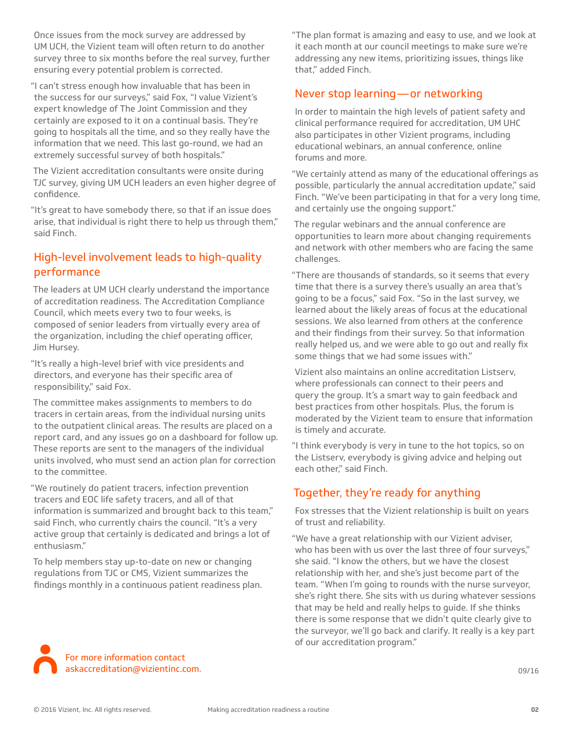Once issues from the mock survey are addressed by UM UCH, the Vizient team will often return to do another survey three to six months before the real survey, further ensuring every potential problem is corrected.

"I can't stress enough how invaluable that has been in the success for our surveys," said Fox, "I value Vizient's expert knowledge of The Joint Commission and they certainly are exposed to it on a continual basis. They're going to hospitals all the time, and so they really have the information that we need. This last go-round, we had an extremely successful survey of both hospitals."

The Vizient accreditation consultants were onsite during TJC survey, giving UM UCH leaders an even higher degree of confidence.

"It's great to have somebody there, so that if an issue does arise, that individual is right there to help us through them," said Finch.

## High-level involvement leads to high-quality performance

The leaders at UM UCH clearly understand the importance of accreditation readiness. The Accreditation Compliance Council, which meets every two to four weeks, is composed of senior leaders from virtually every area of the organization, including the chief operating officer, Jim Hursey.

"It's really a high-level brief with vice presidents and directors, and everyone has their specific area of responsibility," said Fox.

The committee makes assignments to members to do tracers in certain areas, from the individual nursing units to the outpatient clinical areas. The results are placed on a report card, and any issues go on a dashboard for follow up. These reports are sent to the managers of the individual units involved, who must send an action plan for correction to the committee.

"We routinely do patient tracers, infection prevention tracers and EOC life safety tracers, and all of that information is summarized and brought back to this team," said Finch, who currently chairs the council. "It's a very active group that certainly is dedicated and brings a lot of enthusiasm."

To help members stay up-to-date on new or changing regulations from TJC or CMS, Vizient summarizes the findings monthly in a continuous patient readiness plan.

"The plan format is amazing and easy to use, and we look at it each month at our council meetings to make sure we're addressing any new items, prioritizing issues, things like that," added Finch.

## Never stop learning — or networking

In order to maintain the high levels of patient safety and clinical performance required for accreditation, UM UHC also participates in other Vizient programs, including educational webinars, an annual conference, online forums and more.

"We certainly attend as many of the educational offerings as possible, particularly the annual accreditation update," said Finch. "We've been participating in that for a very long time, and certainly use the ongoing support."

The regular webinars and the annual conference are opportunities to learn more about changing requirements and network with other members who are facing the same challenges.

"There are thousands of standards, so it seems that every time that there is a survey there's usually an area that's going to be a focus," said Fox. "So in the last survey, we learned about the likely areas of focus at the educational sessions. We also learned from others at the conference and their findings from their survey. So that information really helped us, and we were able to go out and really fix some things that we had some issues with."

Vizient also maintains an online accreditation Listserv, where professionals can connect to their peers and query the group. It's a smart way to gain feedback and best practices from other hospitals. Plus, the forum is moderated by the Vizient team to ensure that information is timely and accurate.

"I think everybody is very in tune to the hot topics, so on the Listserv, everybody is giving advice and helping out each other," said Finch.

## Together, they're ready for anything

Fox stresses that the Vizient relationship is built on years of trust and reliability.

"We have a great relationship with our Vizient adviser, who has been with us over the last three of four surveys," she said. "I know the others, but we have the closest relationship with her, and she's just become part of the team. "When I'm going to rounds with the nurse surveyor, she's right there. She sits with us during whatever sessions that may be held and really helps to guide. If she thinks there is some response that we didn't quite clearly give to the surveyor, we'll go back and clarify. It really is a key part of our accreditation program."

For more information contact askaccreditation@vizientinc.com.

09/16